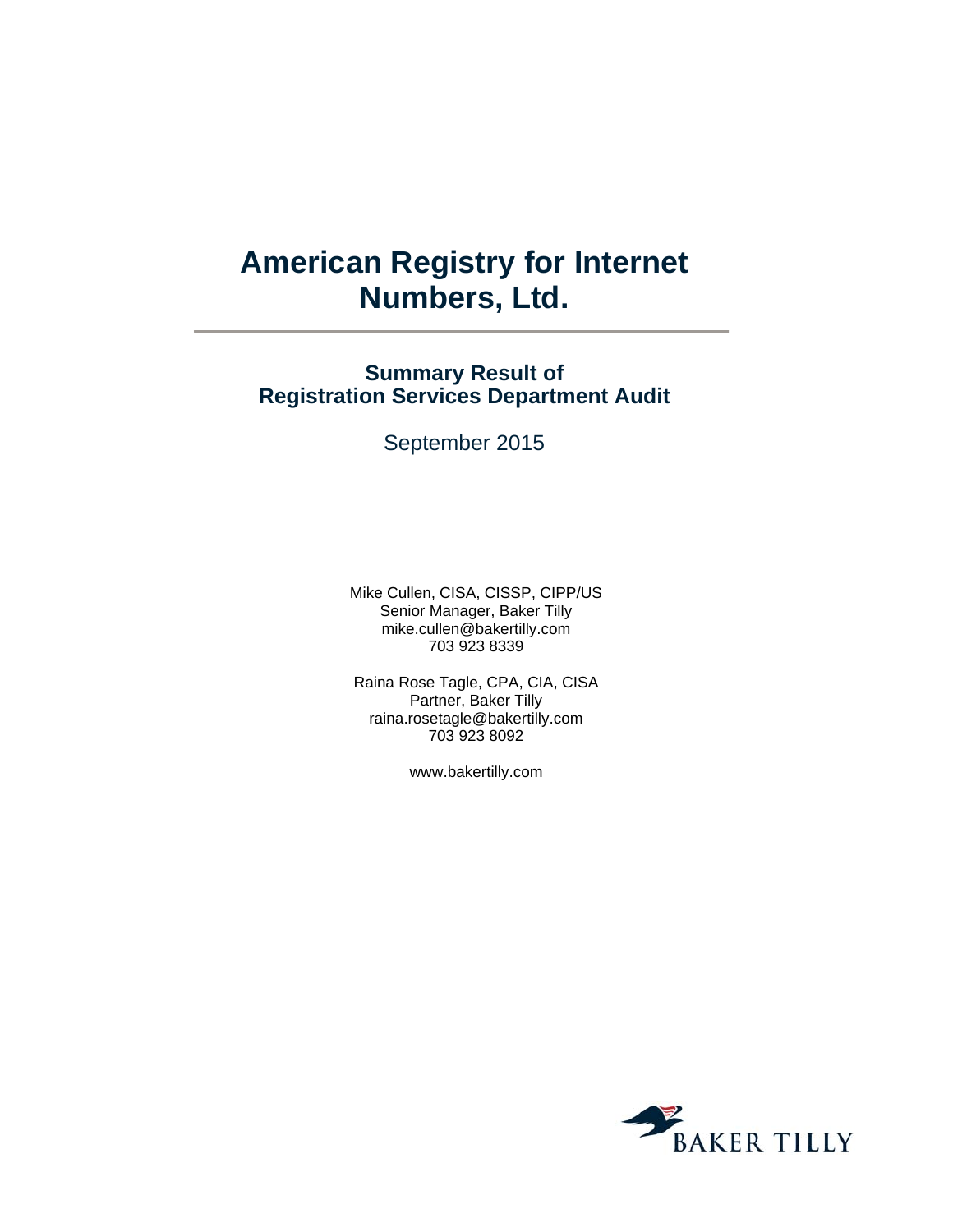# American Registry for Internet Numbers, Ltd.

## Summary Result of Registration Services Department Audit

September 2015

Mike Cullen, CISA, CISSP, CIPP/US
Senior Manager, Baker Tilly
mike.cullen@bakertilly.com
703 923 8339

Raina Rose Tagle, CPA, CIA, CISA
Partner, Baker Tilly
raina.rosetagle@bakertilly.com
703 923 8092

www.bakertilly.com

BAKER TILLY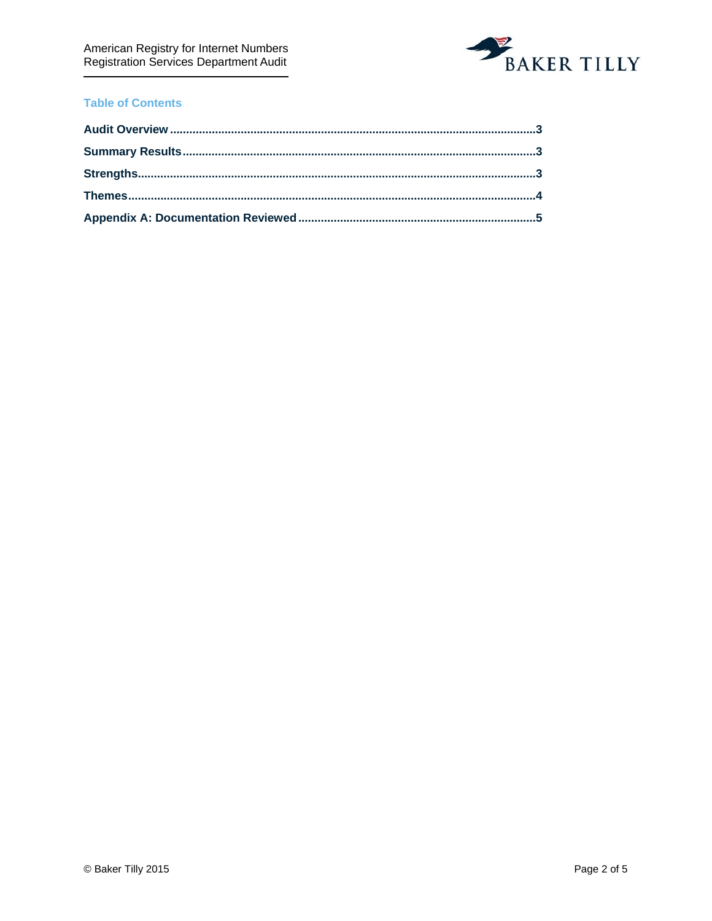## Table of Contents

- **Audit Overview** ........ 3
- **Summary Results** ........ 3
- **Strengths** ........ 3
- **Themes** ........ 4
- **Appendix A: Documentation Reviewed** ........ 5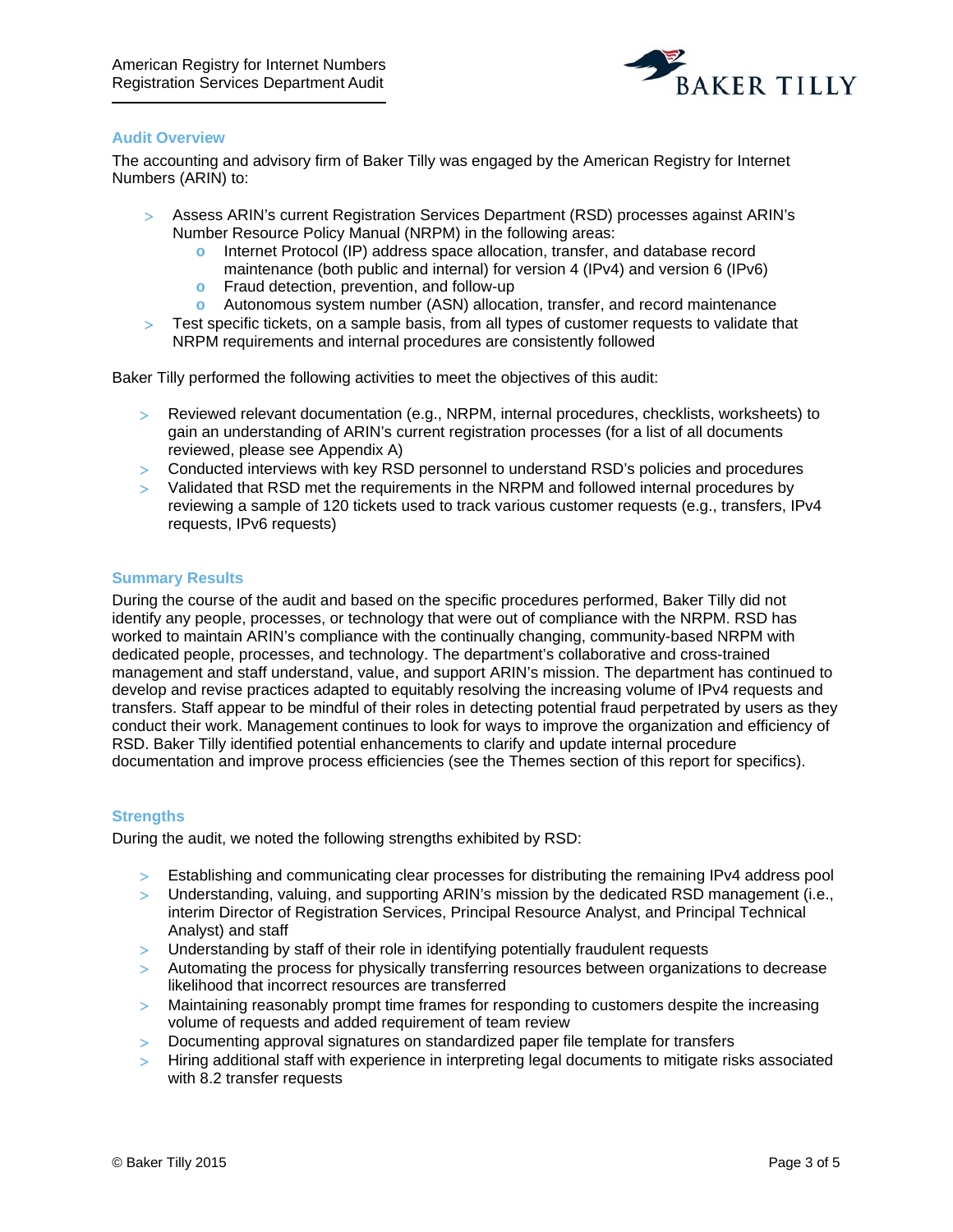## Audit Overview

The accounting and advisory firm of Baker Tilly was engaged by the American Registry for Internet Numbers (ARIN) to:

- Assess ARIN's current Registration Services Department (RSD) processes against ARIN's Number Resource Policy Manual (NRPM) in the following areas:
  - Internet Protocol (IP) address space allocation, transfer, and database record maintenance (both public and internal) for version 4 (IPv4) and version 6 (IPv6)
  - Fraud detection, prevention, and follow-up
  - Autonomous system number (ASN) allocation, transfer, and record maintenance
- Test specific tickets, on a sample basis, from all types of customer requests to validate that NRPM requirements and internal procedures are consistently followed

Baker Tilly performed the following activities to meet the objectives of this audit:

- Reviewed relevant documentation (e.g., NRPM, internal procedures, checklists, worksheets) to gain an understanding of ARIN's current registration processes (for a list of all documents reviewed, please see Appendix A)
- Conducted interviews with key RSD personnel to understand RSD's policies and procedures
- Validated that RSD met the requirements in the NRPM and followed internal procedures by reviewing a sample of 120 tickets used to track various customer requests (e.g., transfers, IPv4 requests, IPv6 requests)

## Summary Results

During the course of the audit and based on the specific procedures performed, Baker Tilly did not identify any people, processes, or technology that were out of compliance with the NRPM. RSD has worked to maintain ARIN's compliance with the continually changing, community-based NRPM with dedicated people, processes, and technology. The department's collaborative and cross-trained management and staff understand, value, and support ARIN's mission. The department has continued to develop and revise practices adapted to equitably resolving the increasing volume of IPv4 requests and transfers. Staff appear to be mindful of their roles in detecting potential fraud perpetrated by users as they conduct their work. Management continues to look for ways to improve the organization and efficiency of RSD. Baker Tilly identified potential enhancements to clarify and update internal procedure documentation and improve process efficiencies (see the Themes section of this report for specifics).

## Strengths

During the audit, we noted the following strengths exhibited by RSD:

- Establishing and communicating clear processes for distributing the remaining IPv4 address pool
- Understanding, valuing, and supporting ARIN's mission by the dedicated RSD management (i.e., interim Director of Registration Services, Principal Resource Analyst, and Principal Technical Analyst) and staff
- Understanding by staff of their role in identifying potentially fraudulent requests
- Automating the process for physically transferring resources between organizations to decrease likelihood that incorrect resources are transferred
- Maintaining reasonably prompt time frames for responding to customers despite the increasing volume of requests and added requirement of team review
- Documenting approval signatures on standardized paper file template for transfers
- Hiring additional staff with experience in interpreting legal documents to mitigate risks associated with 8.2 transfer requests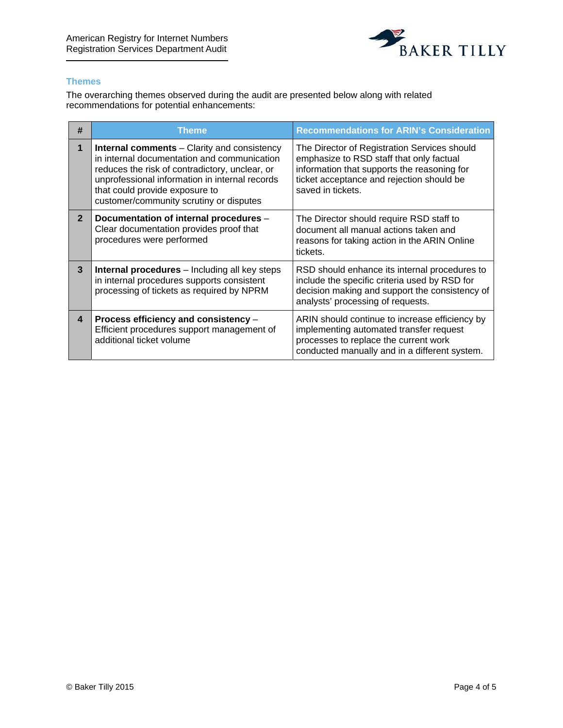### Themes

The overarching themes observed during the audit are presented below along with related recommendations for potential enhancements:

| # | Theme | Recommendations for ARIN's Consideration |
|---|---|---|
| 1 | **Internal comments** – Clarity and consistency in internal documentation and communication reduces the risk of contradictory, unclear, or unprofessional information in internal records that could provide exposure to customer/community scrutiny or disputes | The Director of Registration Services should emphasize to RSD staff that only factual information that supports the reasoning for ticket acceptance and rejection should be saved in tickets. |
| 2 | **Documentation of internal procedures** – Clear documentation provides proof that procedures were performed | The Director should require RSD staff to document all manual actions taken and reasons for taking action in the ARIN Online tickets. |
| 3 | **Internal procedures** – Including all key steps in internal procedures supports consistent processing of tickets as required by NPRM | RSD should enhance its internal procedures to include the specific criteria used by RSD for decision making and support the consistency of analysts' processing of requests. |
| 4 | **Process efficiency and consistency** – Efficient procedures support management of additional ticket volume | ARIN should continue to increase efficiency by implementing automated transfer request processes to replace the current work conducted manually and in a different system. |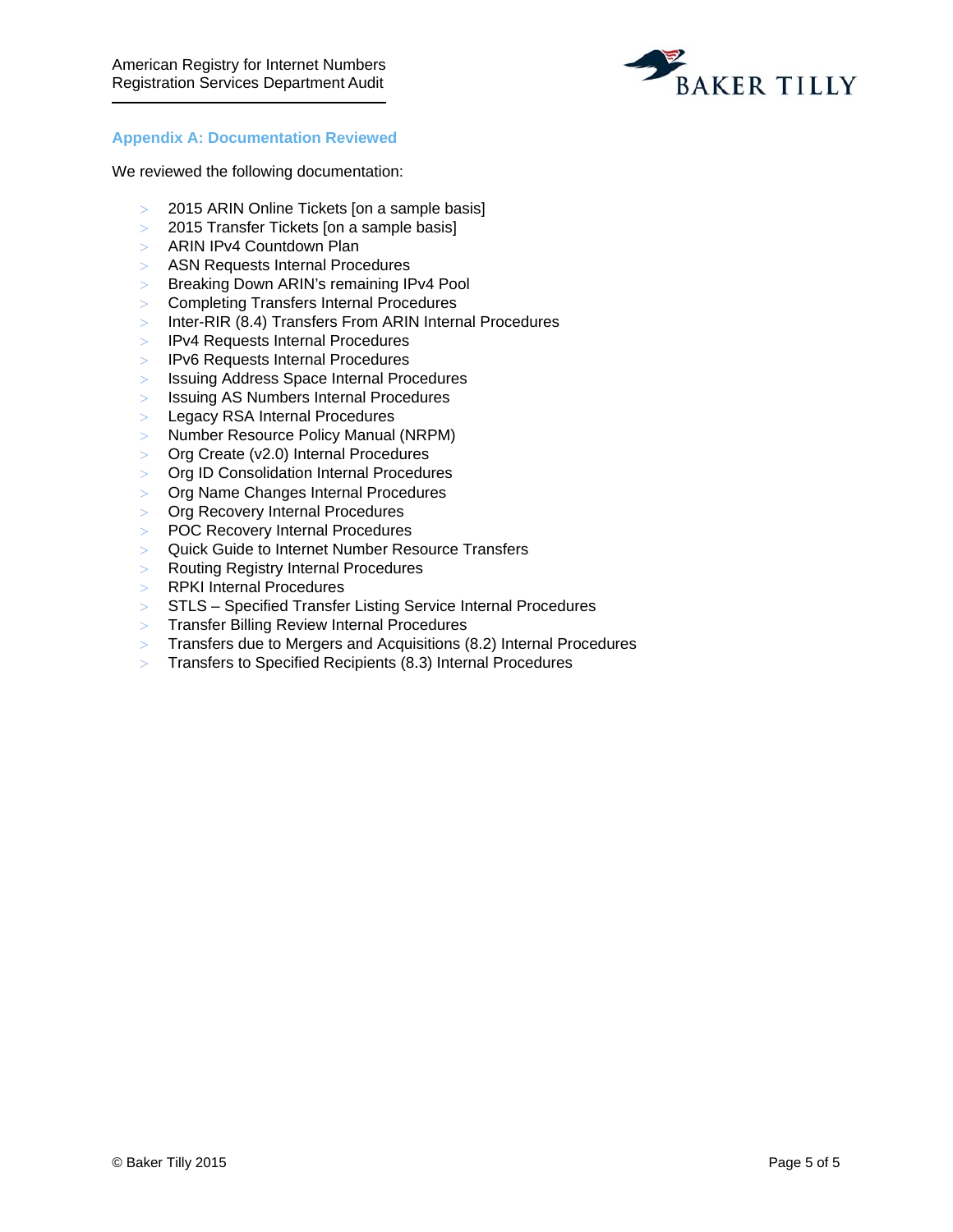## Appendix A: Documentation Reviewed

We reviewed the following documentation:

- 2015 ARIN Online Tickets [on a sample basis]
- 2015 Transfer Tickets [on a sample basis]
- ARIN IPv4 Countdown Plan
- ASN Requests Internal Procedures
- Breaking Down ARIN's remaining IPv4 Pool
- Completing Transfers Internal Procedures
- Inter-RIR (8.4) Transfers From ARIN Internal Procedures
- IPv4 Requests Internal Procedures
- IPv6 Requests Internal Procedures
- Issuing Address Space Internal Procedures
- Issuing AS Numbers Internal Procedures
- Legacy RSA Internal Procedures
- Number Resource Policy Manual (NRPM)
- Org Create (v2.0) Internal Procedures
- Org ID Consolidation Internal Procedures
- Org Name Changes Internal Procedures
- Org Recovery Internal Procedures
- POC Recovery Internal Procedures
- Quick Guide to Internet Number Resource Transfers
- Routing Registry Internal Procedures
- RPKI Internal Procedures
- STLS – Specified Transfer Listing Service Internal Procedures
- Transfer Billing Review Internal Procedures
- Transfers due to Mergers and Acquisitions (8.2) Internal Procedures
- Transfers to Specified Recipients (8.3) Internal Procedures